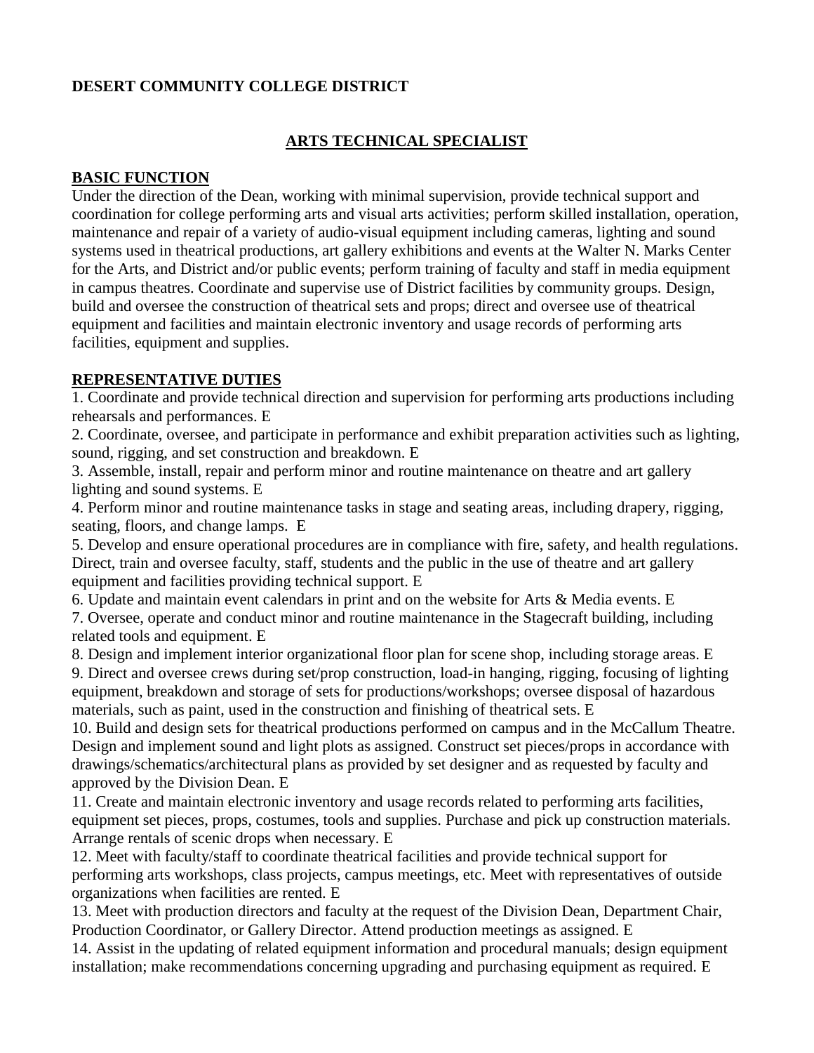**DESERT COMMUNITY COLLEGE DISTRICT**

# ARTS TECHNICAL SPECIALIST

## BASIC FUNCTION

Under the direction of the Dean, working with minimal supervision, provide technical support and coordination for college performing arts and visual arts activities; perform skilled installation, operation, maintenance and repair of a variety of audio-visual equipment including cameras, lighting and sound systems used in theatrical productions, art gallery exhibitions and events at the Walter N. Marks Center for the Arts, and District and/or public events; perform training of faculty and staff in media equipment in campus theatres. Coordinate and supervise use of District facilities by community groups. Design, build and oversee the construction of theatrical sets and props; direct and oversee use of theatrical equipment and facilities and maintain electronic inventory and usage records of performing arts facilities, equipment and supplies.

## REPRESENTATIVE DUTIES

1. Coordinate and provide technical direction and supervision for performing arts productions including rehearsals and performances. E
2. Coordinate, oversee, and participate in performance and exhibit preparation activities such as lighting, sound, rigging, and set construction and breakdown. E
3. Assemble, install, repair and perform minor and routine maintenance on theatre and art gallery lighting and sound systems. E
4. Perform minor and routine maintenance tasks in stage and seating areas, including drapery, rigging, seating, floors, and change lamps. E
5. Develop and ensure operational procedures are in compliance with fire, safety, and health regulations. Direct, train and oversee faculty, staff, students and the public in the use of theatre and art gallery equipment and facilities providing technical support. E
6. Update and maintain event calendars in print and on the website for Arts & Media events. E
7. Oversee, operate and conduct minor and routine maintenance in the Stagecraft building, including related tools and equipment. E
8. Design and implement interior organizational floor plan for scene shop, including storage areas. E
9. Direct and oversee crews during set/prop construction, load-in hanging, rigging, focusing of lighting equipment, breakdown and storage of sets for productions/workshops; oversee disposal of hazardous materials, such as paint, used in the construction and finishing of theatrical sets. E
10. Build and design sets for theatrical productions performed on campus and in the McCallum Theatre. Design and implement sound and light plots as assigned. Construct set pieces/props in accordance with drawings/schematics/architectural plans as provided by set designer and as requested by faculty and approved by the Division Dean. E
11. Create and maintain electronic inventory and usage records related to performing arts facilities, equipment set pieces, props, costumes, tools and supplies. Purchase and pick up construction materials. Arrange rentals of scenic drops when necessary. E
12. Meet with faculty/staff to coordinate theatrical facilities and provide technical support for performing arts workshops, class projects, campus meetings, etc. Meet with representatives of outside organizations when facilities are rented. E
13. Meet with production directors and faculty at the request of the Division Dean, Department Chair, Production Coordinator, or Gallery Director. Attend production meetings as assigned. E
14. Assist in the updating of related equipment information and procedural manuals; design equipment installation; make recommendations concerning upgrading and purchasing equipment as required. E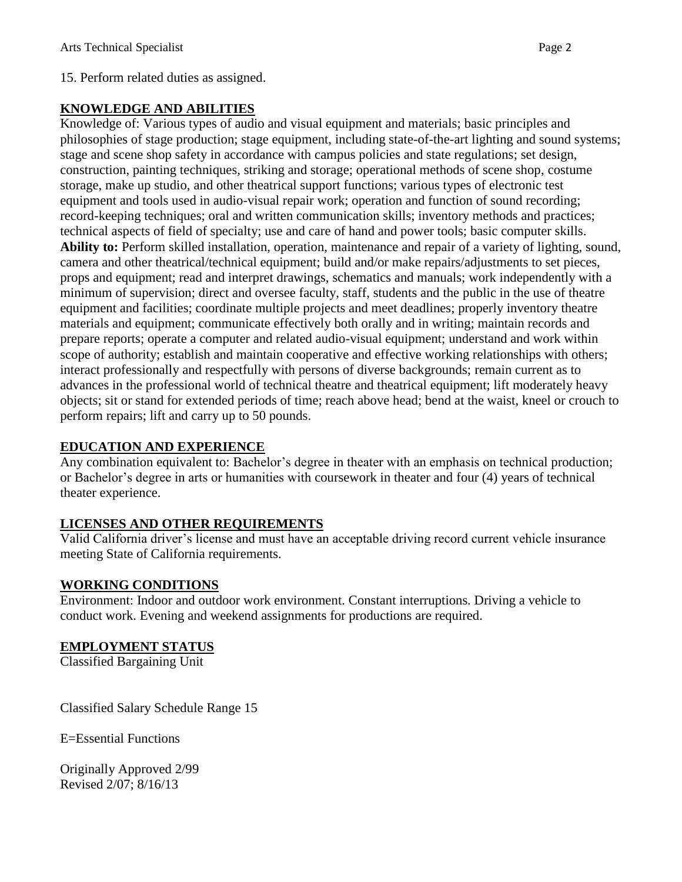15. Perform related duties as assigned.

## KNOWLEDGE AND ABILITIES

Knowledge of: Various types of audio and visual equipment and materials; basic principles and philosophies of stage production; stage equipment, including state-of-the-art lighting and sound systems; stage and scene shop safety in accordance with campus policies and state regulations; set design, construction, painting techniques, striking and storage; operational methods of scene shop, costume storage, make up studio, and other theatrical support functions; various types of electronic test equipment and tools used in audio-visual repair work; operation and function of sound recording; record-keeping techniques; oral and written communication skills; inventory methods and practices; technical aspects of field of specialty; use and care of hand and power tools; basic computer skills.

**Ability to:** Perform skilled installation, operation, maintenance and repair of a variety of lighting, sound, camera and other theatrical/technical equipment; build and/or make repairs/adjustments to set pieces, props and equipment; read and interpret drawings, schematics and manuals; work independently with a minimum of supervision; direct and oversee faculty, staff, students and the public in the use of theatre equipment and facilities; coordinate multiple projects and meet deadlines; properly inventory theatre materials and equipment; communicate effectively both orally and in writing; maintain records and prepare reports; operate a computer and related audio-visual equipment; understand and work within scope of authority; establish and maintain cooperative and effective working relationships with others; interact professionally and respectfully with persons of diverse backgrounds; remain current as to advances in the professional world of technical theatre and theatrical equipment; lift moderately heavy objects; sit or stand for extended periods of time; reach above head; bend at the waist, kneel or crouch to perform repairs; lift and carry up to 50 pounds.

## EDUCATION AND EXPERIENCE

Any combination equivalent to: Bachelor's degree in theater with an emphasis on technical production; or Bachelor's degree in arts or humanities with coursework in theater and four (4) years of technical theater experience.

## LICENSES AND OTHER REQUIREMENTS

Valid California driver's license and must have an acceptable driving record current vehicle insurance meeting State of California requirements.

## WORKING CONDITIONS

Environment: Indoor and outdoor work environment. Constant interruptions. Driving a vehicle to conduct work. Evening and weekend assignments for productions are required.

## EMPLOYMENT STATUS

Classified Bargaining Unit

Classified Salary Schedule Range 15

E=Essential Functions

Originally Approved 2/99
Revised 2/07; 8/16/13